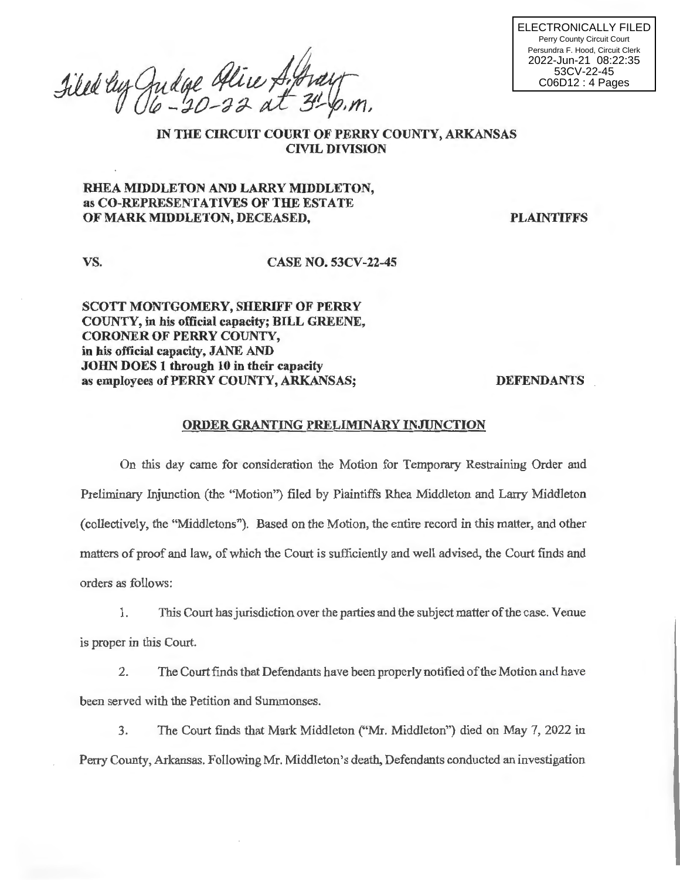ELECTRONICALLY FILED
Perry County Circuit Court
Persundra F. Hood, Circuit Clerk
2022-Jun-21 08:22:35
53CV-22-45
C06D12 : 4 Pages

Filed by Judge Alice A. Gray 06-20-22 at 3:__ p.m.

**IN THE CIRCUIT COURT OF PERRY COUNTY, ARKANSAS**
**CIVIL DIVISION**

**RHEA MIDDLETON AND LARRY MIDDLETON, as CO-REPRESENTATIVES OF THE ESTATE OF MARK MIDDLETON, DECEASED,** **PLAINTIFFS**

**VS.** **CASE NO. 53CV-22-45**

**SCOTT MONTGOMERY, SHERIFF OF PERRY COUNTY, in his official capacity; BILL GREENE, CORONER OF PERRY COUNTY, in his official capacity, JANE AND JOHN DOES 1 through 10 in their capacity as employees of PERRY COUNTY, ARKANSAS;** **DEFENDANTS**

**ORDER GRANTING PRELIMINARY INJUNCTION**

On this day came for consideration the Motion for Temporary Restraining Order and Preliminary Injunction (the "Motion") filed by Plaintiffs Rhea Middleton and Larry Middleton (collectively, the "Middletons"). Based on the Motion, the entire record in this matter, and other matters of proof and law, of which the Court is sufficiently and well advised, the Court finds and orders as follows:

1. This Court has jurisdiction over the parties and the subject matter of the case. Venue is proper in this Court.

2. The Court finds that Defendants have been properly notified of the Motion and have been served with the Petition and Summonses.

3. The Court finds that Mark Middleton ("Mr. Middleton") died on May 7, 2022 in Perry County, Arkansas. Following Mr. Middleton's death, Defendants conducted an investigation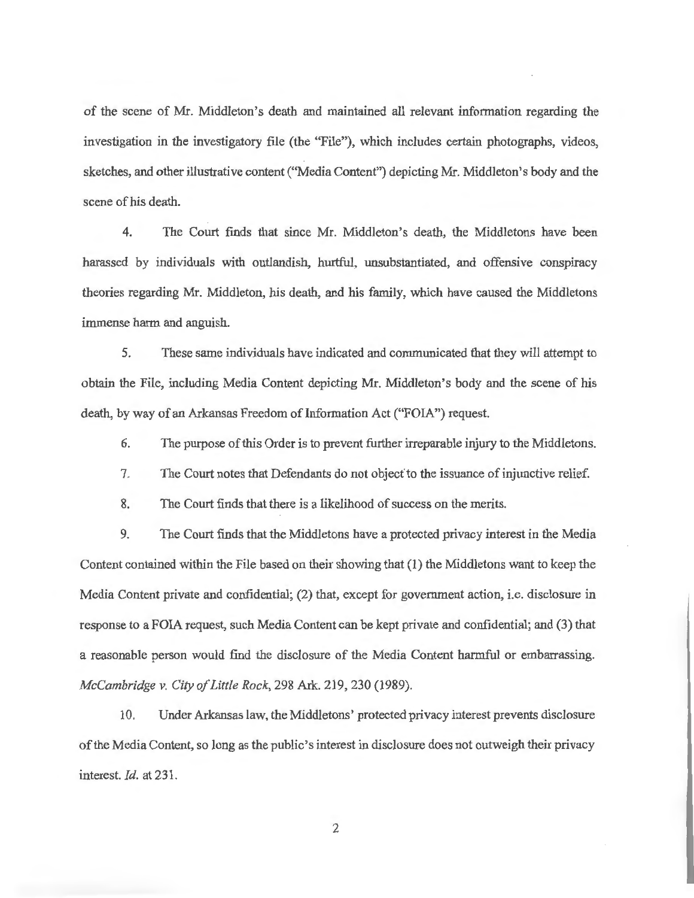of the scene of Mr. Middleton's death and maintained all relevant information regarding the investigation in the investigatory file (the "File"), which includes certain photographs, videos, sketches, and other illustrative content ("Media Content") depicting Mr. Middleton's body and the scene of his death.

4. The Court finds that since Mr. Middleton's death, the Middletons have been harassed by individuals with outlandish, hurtful, unsubstantiated, and offensive conspiracy theories regarding Mr. Middleton, his death, and his family, which have caused the Middletons immense harm and anguish.

5. These same individuals have indicated and communicated that they will attempt to obtain the File, including Media Content depicting Mr. Middleton's body and the scene of his death, by way of an Arkansas Freedom of Information Act ("FOIA") request.

6. The purpose of this Order is to prevent further irreparable injury to the Middletons.

7. The Court notes that Defendants do not object to the issuance of injunctive relief.

8. The Court finds that there is a likelihood of success on the merits.

9. The Court finds that the Middletons have a protected privacy interest in the Media Content contained within the File based on their showing that (1) the Middletons want to keep the Media Content private and confidential; (2) that, except for government action, i.e. disclosure in response to a FOIA request, such Media Content can be kept private and confidential; and (3) that a reasonable person would find the disclosure of the Media Content harmful or embarrassing. *McCambridge v. City of Little Rock*, 298 Ark. 219, 230 (1989).

10. Under Arkansas law, the Middletons' protected privacy interest prevents disclosure of the Media Content, so long as the public's interest in disclosure does not outweigh their privacy interest. *Id.* at 231.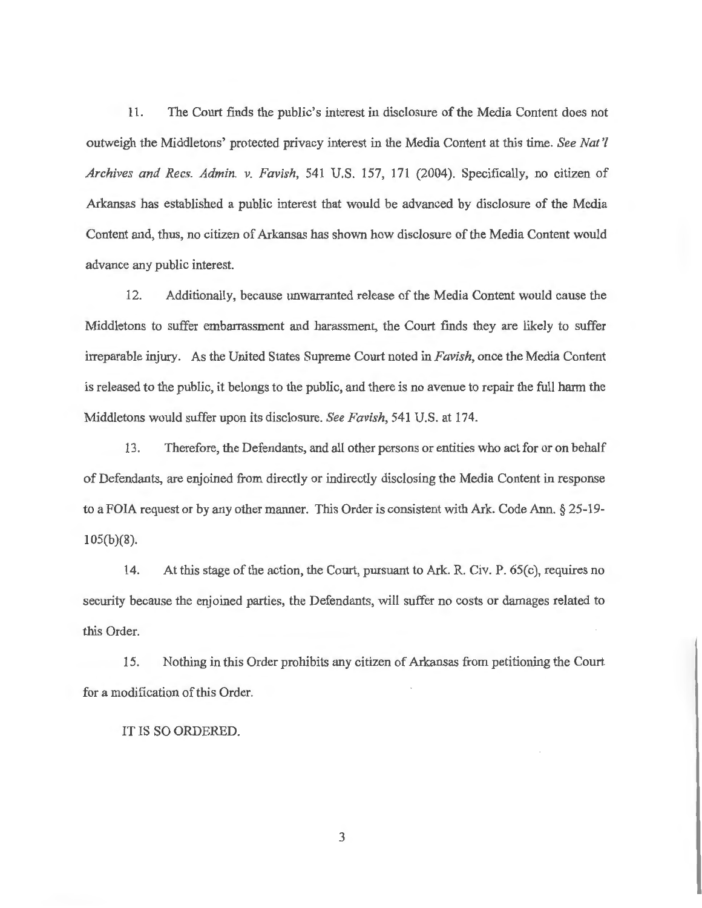11. The Court finds the public's interest in disclosure of the Media Content does not outweigh the Middletons' protected privacy interest in the Media Content at this time. *See Nat'l Archives and Recs. Admin. v. Favish*, 541 U.S. 157, 171 (2004). Specifically, no citizen of Arkansas has established a public interest that would be advanced by disclosure of the Media Content and, thus, no citizen of Arkansas has shown how disclosure of the Media Content would advance any public interest.

12. Additionally, because unwarranted release of the Media Content would cause the Middletons to suffer embarrassment and harassment, the Court finds they are likely to suffer irreparable injury. As the United States Supreme Court noted in *Favish*, once the Media Content is released to the public, it belongs to the public, and there is no avenue to repair the full harm the Middletons would suffer upon its disclosure. *See Favish*, 541 U.S. at 174.

13. Therefore, the Defendants, and all other persons or entities who act for or on behalf of Defendants, are enjoined from directly or indirectly disclosing the Media Content in response to a FOIA request or by any other manner. This Order is consistent with Ark. Code Ann. § 25-19-105(b)(8).

14. At this stage of the action, the Court, pursuant to Ark. R. Civ. P. 65(c), requires no security because the enjoined parties, the Defendants, will suffer no costs or damages related to this Order.

15. Nothing in this Order prohibits any citizen of Arkansas from petitioning the Court for a modification of this Order.

IT IS SO ORDERED.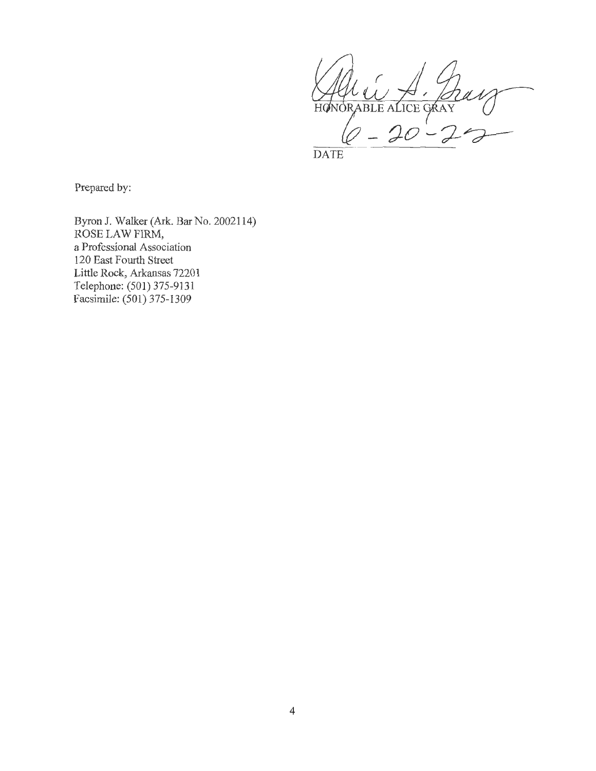HONORABLE ALICE GRAY

6-20-22

DATE

Prepared by:

Byron J. Walker (Ark. Bar No. 2002114)
ROSE LAW FIRM,
a Professional Association
120 East Fourth Street
Little Rock, Arkansas 72201
Telephone: (501) 375-9131
Facsimile: (501) 375-1309